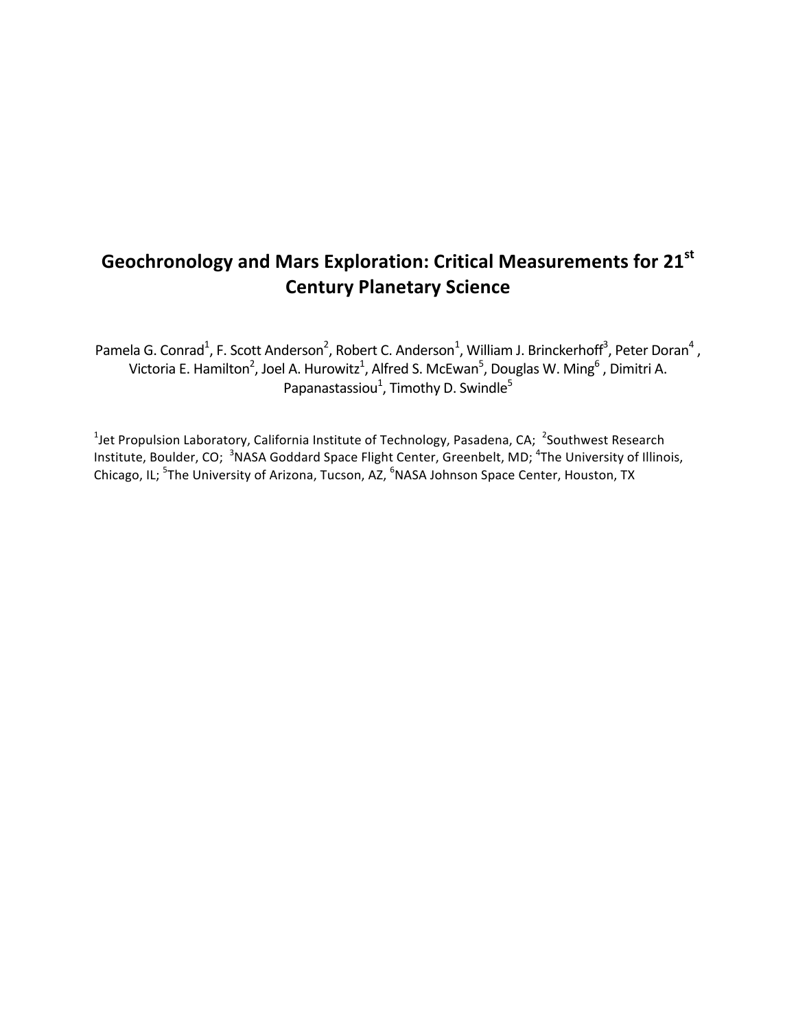# Geochronology and Mars Exploration: Critical Measurements for 21$^{st}$ Century Planetary Science

Pamela G. Conrad[1], F. Scott Anderson[2], Robert C. Anderson[1], William J. Brinckerhoff[3], Peter Doran[4], Victoria E. Hamilton[2], Joel A. Hurowitz[1], Alfred S. McEwan[5], Douglas W. Ming[6], Dimitri A. Papanastassiou[1], Timothy D. Swindle[5]

[1]Jet Propulsion Laboratory, California Institute of Technology, Pasadena, CA; [2]Southwest Research Institute, Boulder, CO; [3]NASA Goddard Space Flight Center, Greenbelt, MD; [4]The University of Illinois, Chicago, IL; [5]The University of Arizona, Tucson, AZ, [6]NASA Johnson Space Center, Houston, TX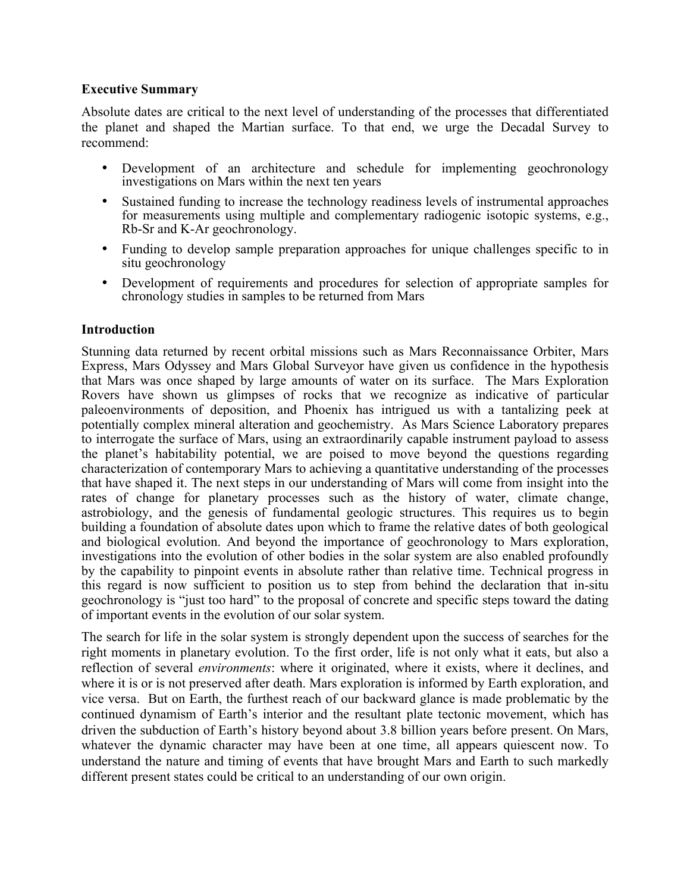## Executive Summary

Absolute dates are critical to the next level of understanding of the processes that differentiated the planet and shaped the Martian surface. To that end, we urge the Decadal Survey to recommend:

- Development of an architecture and schedule for implementing geochronology investigations on Mars within the next ten years
- Sustained funding to increase the technology readiness levels of instrumental approaches for measurements using multiple and complementary radiogenic isotopic systems, e.g., Rb-Sr and K-Ar geochronology.
- Funding to develop sample preparation approaches for unique challenges specific to in situ geochronology
- Development of requirements and procedures for selection of appropriate samples for chronology studies in samples to be returned from Mars

## Introduction

Stunning data returned by recent orbital missions such as Mars Reconnaissance Orbiter, Mars Express, Mars Odyssey and Mars Global Surveyor have given us confidence in the hypothesis that Mars was once shaped by large amounts of water on its surface. The Mars Exploration Rovers have shown us glimpses of rocks that we recognize as indicative of particular paleoenvironments of deposition, and Phoenix has intrigued us with a tantalizing peek at potentially complex mineral alteration and geochemistry. As Mars Science Laboratory prepares to interrogate the surface of Mars, using an extraordinarily capable instrument payload to assess the planet's habitability potential, we are poised to move beyond the questions regarding characterization of contemporary Mars to achieving a quantitative understanding of the processes that have shaped it. The next steps in our understanding of Mars will come from insight into the rates of change for planetary processes such as the history of water, climate change, astrobiology, and the genesis of fundamental geologic structures. This requires us to begin building a foundation of absolute dates upon which to frame the relative dates of both geological and biological evolution. And beyond the importance of geochronology to Mars exploration, investigations into the evolution of other bodies in the solar system are also enabled profoundly by the capability to pinpoint events in absolute rather than relative time. Technical progress in this regard is now sufficient to position us to step from behind the declaration that in-situ geochronology is "just too hard" to the proposal of concrete and specific steps toward the dating of important events in the evolution of our solar system.

The search for life in the solar system is strongly dependent upon the success of searches for the right moments in planetary evolution. To the first order, life is not only what it eats, but also a reflection of several *environments*: where it originated, where it exists, where it declines, and where it is or is not preserved after death. Mars exploration is informed by Earth exploration, and vice versa. But on Earth, the furthest reach of our backward glance is made problematic by the continued dynamism of Earth's interior and the resultant plate tectonic movement, which has driven the subduction of Earth's history beyond about 3.8 billion years before present. On Mars, whatever the dynamic character may have been at one time, all appears quiescent now. To understand the nature and timing of events that have brought Mars and Earth to such markedly different present states could be critical to an understanding of our own origin.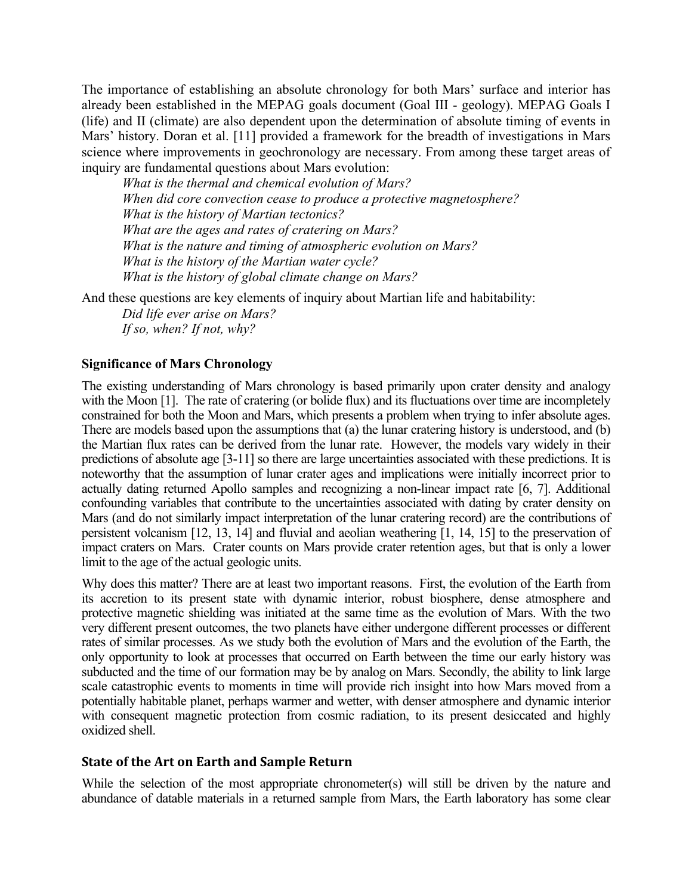The importance of establishing an absolute chronology for both Mars' surface and interior has already been established in the MEPAG goals document (Goal III - geology). MEPAG Goals I (life) and II (climate) are also dependent upon the determination of absolute timing of events in Mars' history. Doran et al. [11] provided a framework for the breadth of investigations in Mars science where improvements in geochronology are necessary. From among these target areas of inquiry are fundamental questions about Mars evolution:

*What is the thermal and chemical evolution of Mars?*
*When did core convection cease to produce a protective magnetosphere?*
*What is the history of Martian tectonics?*
*What are the ages and rates of cratering on Mars?*
*What is the nature and timing of atmospheric evolution on Mars?*
*What is the history of the Martian water cycle?*
*What is the history of global climate change on Mars?*

And these questions are key elements of inquiry about Martian life and habitability:

*Did life ever arise on Mars?*
*If so, when? If not, why?*

### Significance of Mars Chronology

The existing understanding of Mars chronology is based primarily upon crater density and analogy with the Moon [1]. The rate of cratering (or bolide flux) and its fluctuations over time are incompletely constrained for both the Moon and Mars, which presents a problem when trying to infer absolute ages. There are models based upon the assumptions that (a) the lunar cratering history is understood, and (b) the Martian flux rates can be derived from the lunar rate. However, the models vary widely in their predictions of absolute age [3-11] so there are large uncertainties associated with these predictions. It is noteworthy that the assumption of lunar crater ages and implications were initially incorrect prior to actually dating returned Apollo samples and recognizing a non-linear impact rate [6, 7]. Additional confounding variables that contribute to the uncertainties associated with dating by crater density on Mars (and do not similarly impact interpretation of the lunar cratering record) are the contributions of persistent volcanism [12, 13, 14] and fluvial and aeolian weathering [1, 14, 15] to the preservation of impact craters on Mars. Crater counts on Mars provide crater retention ages, but that is only a lower limit to the age of the actual geologic units.

Why does this matter? There are at least two important reasons. First, the evolution of the Earth from its accretion to its present state with dynamic interior, robust biosphere, dense atmosphere and protective magnetic shielding was initiated at the same time as the evolution of Mars. With the two very different present outcomes, the two planets have either undergone different processes or different rates of similar processes. As we study both the evolution of Mars and the evolution of the Earth, the only opportunity to look at processes that occurred on Earth between the time our early history was subducted and the time of our formation may be by analog on Mars. Secondly, the ability to link large scale catastrophic events to moments in time will provide rich insight into how Mars moved from a potentially habitable planet, perhaps warmer and wetter, with denser atmosphere and dynamic interior with consequent magnetic protection from cosmic radiation, to its present desiccated and highly oxidized shell.

### State of the Art on Earth and Sample Return

While the selection of the most appropriate chronometer(s) will still be driven by the nature and abundance of datable materials in a returned sample from Mars, the Earth laboratory has some clear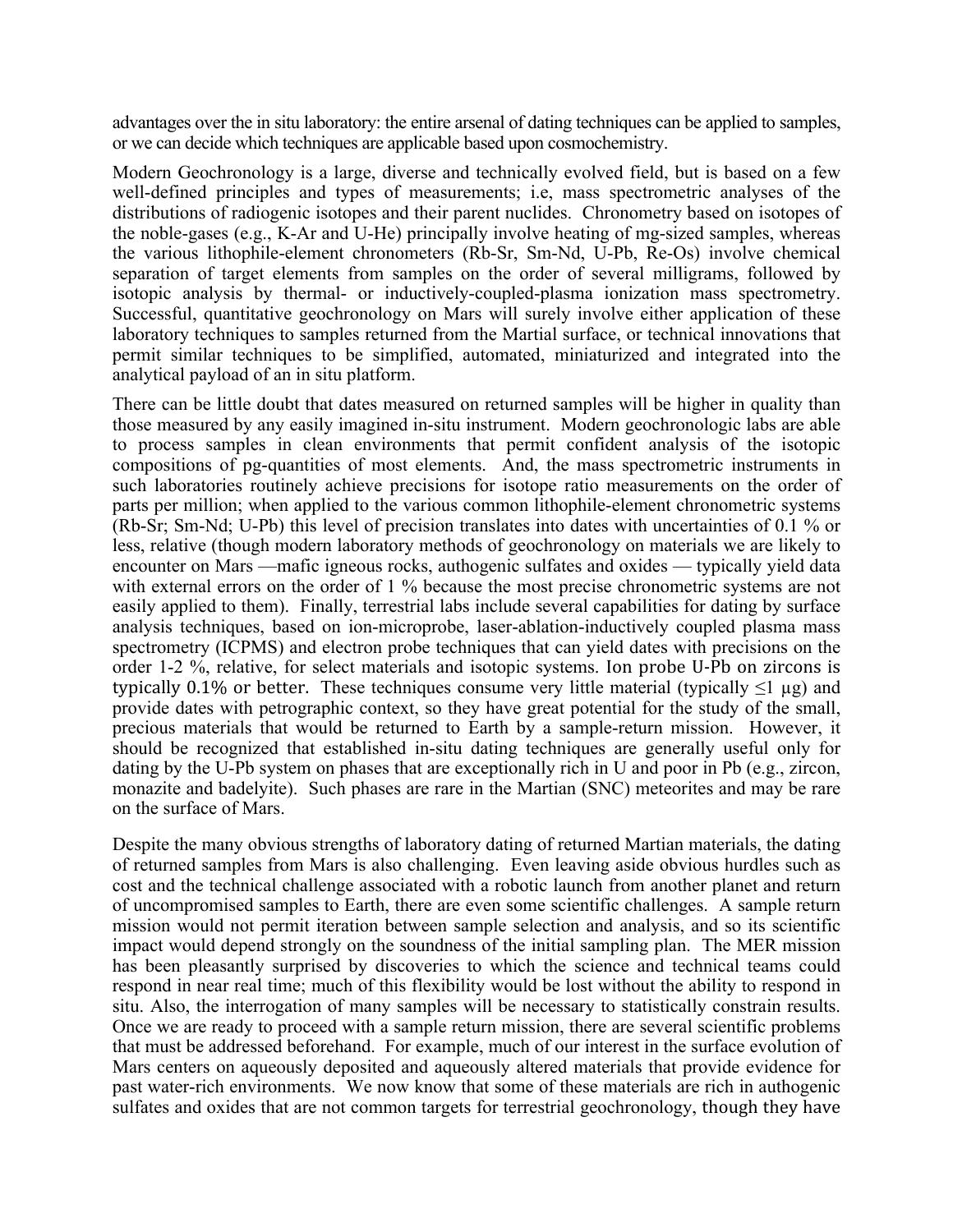advantages over the in situ laboratory: the entire arsenal of dating techniques can be applied to samples, or we can decide which techniques are applicable based upon cosmochemistry.

Modern Geochronology is a large, diverse and technically evolved field, but is based on a few well-defined principles and types of measurements; i.e, mass spectrometric analyses of the distributions of radiogenic isotopes and their parent nuclides. Chronometry based on isotopes of the noble-gases (e.g., K-Ar and U-He) principally involve heating of mg-sized samples, whereas the various lithophile-element chronometers (Rb-Sr, Sm-Nd, U-Pb, Re-Os) involve chemical separation of target elements from samples on the order of several milligrams, followed by isotopic analysis by thermal- or inductively-coupled-plasma ionization mass spectrometry. Successful, quantitative geochronology on Mars will surely involve either application of these laboratory techniques to samples returned from the Martial surface, or technical innovations that permit similar techniques to be simplified, automated, miniaturized and integrated into the analytical payload of an in situ platform.

There can be little doubt that dates measured on returned samples will be higher in quality than those measured by any easily imagined in-situ instrument. Modern geochronologic labs are able to process samples in clean environments that permit confident analysis of the isotopic compositions of pg-quantities of most elements. And, the mass spectrometric instruments in such laboratories routinely achieve precisions for isotope ratio measurements on the order of parts per million; when applied to the various common lithophile-element chronometric systems (Rb-Sr; Sm-Nd; U-Pb) this level of precision translates into dates with uncertainties of 0.1 % or less, relative (though modern laboratory methods of geochronology on materials we are likely to encounter on Mars —mafic igneous rocks, authogenic sulfates and oxides — typically yield data with external errors on the order of 1 % because the most precise chronometric systems are not easily applied to them). Finally, terrestrial labs include several capabilities for dating by surface analysis techniques, based on ion-microprobe, laser-ablation-inductively coupled plasma mass spectrometry (ICPMS) and electron probe techniques that can yield dates with precisions on the order 1-2 %, relative, for select materials and isotopic systems. Ion probe U-Pb on zircons is typically 0.1% or better. These techniques consume very little material (typically ≤1 μg) and provide dates with petrographic context, so they have great potential for the study of the small, precious materials that would be returned to Earth by a sample-return mission. However, it should be recognized that established in-situ dating techniques are generally useful only for dating by the U-Pb system on phases that are exceptionally rich in U and poor in Pb (e.g., zircon, monazite and badelyite). Such phases are rare in the Martian (SNC) meteorites and may be rare on the surface of Mars.

Despite the many obvious strengths of laboratory dating of returned Martian materials, the dating of returned samples from Mars is also challenging. Even leaving aside obvious hurdles such as cost and the technical challenge associated with a robotic launch from another planet and return of uncompromised samples to Earth, there are even some scientific challenges. A sample return mission would not permit iteration between sample selection and analysis, and so its scientific impact would depend strongly on the soundness of the initial sampling plan. The MER mission has been pleasantly surprised by discoveries to which the science and technical teams could respond in near real time; much of this flexibility would be lost without the ability to respond in situ. Also, the interrogation of many samples will be necessary to statistically constrain results. Once we are ready to proceed with a sample return mission, there are several scientific problems that must be addressed beforehand. For example, much of our interest in the surface evolution of Mars centers on aqueously deposited and aqueously altered materials that provide evidence for past water-rich environments. We now know that some of these materials are rich in authogenic sulfates and oxides that are not common targets for terrestrial geochronology, though they have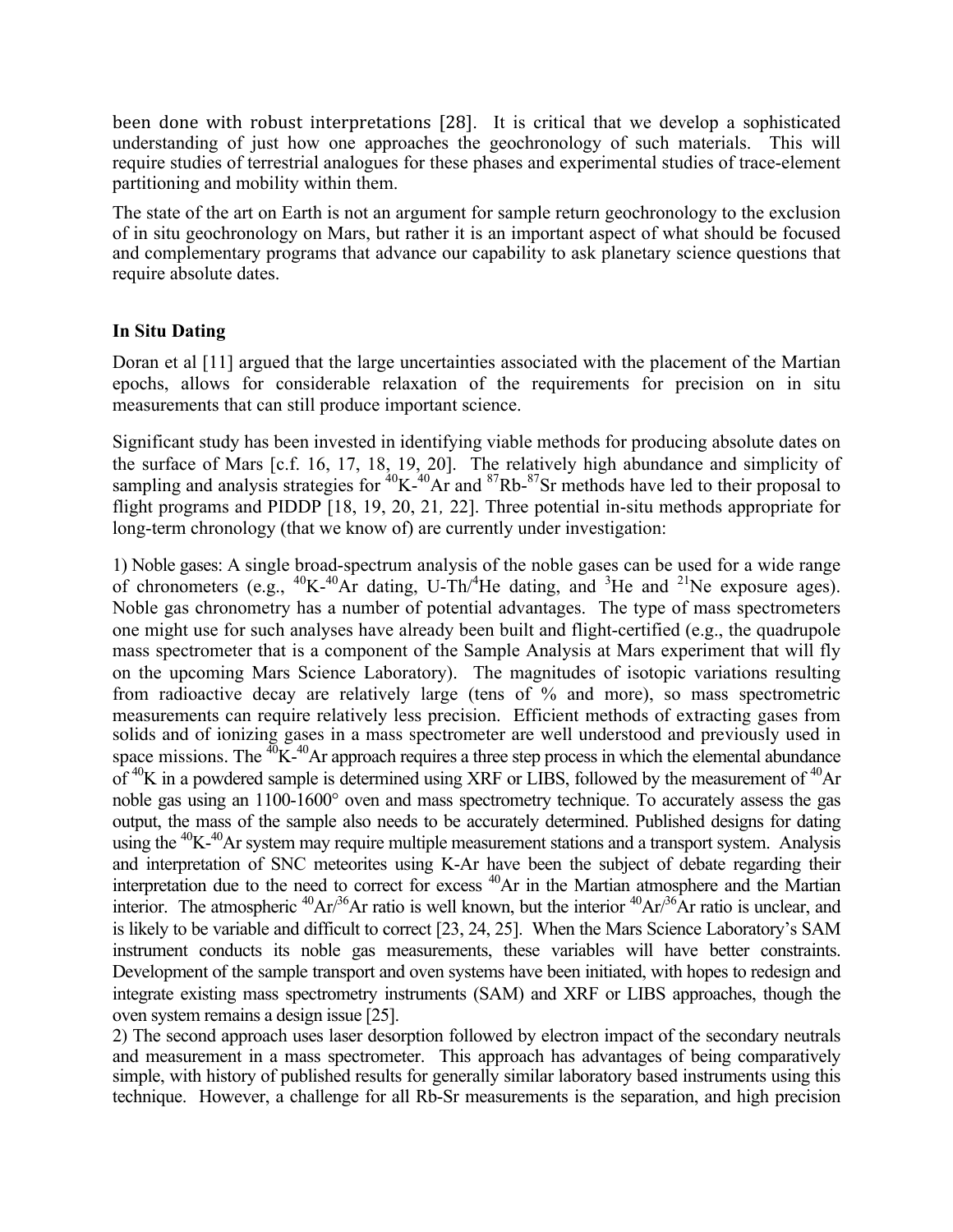been done with robust interpretations [28]. It is critical that we develop a sophisticated understanding of just how one approaches the geochronology of such materials. This will require studies of terrestrial analogues for these phases and experimental studies of trace-element partitioning and mobility within them.

The state of the art on Earth is not an argument for sample return geochronology to the exclusion of in situ geochronology on Mars, but rather it is an important aspect of what should be focused and complementary programs that advance our capability to ask planetary science questions that require absolute dates.

**In Situ Dating**

Doran et al [11] argued that the large uncertainties associated with the placement of the Martian epochs, allows for considerable relaxation of the requirements for precision on in situ measurements that can still produce important science.

Significant study has been invested in identifying viable methods for producing absolute dates on the surface of Mars [c.f. 16, 17, 18, 19, 20]. The relatively high abundance and simplicity of sampling and analysis strategies for $^{40}$K-$^{40}$Ar and $^{87}$Rb-$^{87}$Sr methods have led to their proposal to flight programs and PIDDP [18, 19, 20, 21, 22]. Three potential in-situ methods appropriate for long-term chronology (that we know of) are currently under investigation:

1) Noble gases: A single broad-spectrum analysis of the noble gases can be used for a wide range of chronometers (e.g., $^{40}$K-$^{40}$Ar dating, U-Th/$^{4}$He dating, and $^{3}$He and $^{21}$Ne exposure ages). Noble gas chronometry has a number of potential advantages. The type of mass spectrometers one might use for such analyses have already been built and flight-certified (e.g., the quadrupole mass spectrometer that is a component of the Sample Analysis at Mars experiment that will fly on the upcoming Mars Science Laboratory). The magnitudes of isotopic variations resulting from radioactive decay are relatively large (tens of % and more), so mass spectrometric measurements can require relatively less precision. Efficient methods of extracting gases from solids and of ionizing gases in a mass spectrometer are well understood and previously used in space missions. The $^{40}$K-$^{40}$Ar approach requires a three step process in which the elemental abundance of $^{40}$K in a powdered sample is determined using XRF or LIBS, followed by the measurement of $^{40}$Ar noble gas using an 1100-1600° oven and mass spectrometry technique. To accurately assess the gas output, the mass of the sample also needs to be accurately determined. Published designs for dating using the $^{40}$K-$^{40}$Ar system may require multiple measurement stations and a transport system. Analysis and interpretation of SNC meteorites using K-Ar have been the subject of debate regarding their interpretation due to the need to correct for excess $^{40}$Ar in the Martian atmosphere and the Martian interior. The atmospheric $^{40}$Ar/$^{36}$Ar ratio is well known, but the interior $^{40}$Ar/$^{36}$Ar ratio is unclear, and is likely to be variable and difficult to correct [23, 24, 25]. When the Mars Science Laboratory's SAM instrument conducts its noble gas measurements, these variables will have better constraints. Development of the sample transport and oven systems have been initiated, with hopes to redesign and integrate existing mass spectrometry instruments (SAM) and XRF or LIBS approaches, though the oven system remains a design issue [25].

2) The second approach uses laser desorption followed by electron impact of the secondary neutrals and measurement in a mass spectrometer. This approach has advantages of being comparatively simple, with history of published results for generally similar laboratory based instruments using this technique. However, a challenge for all Rb-Sr measurements is the separation, and high precision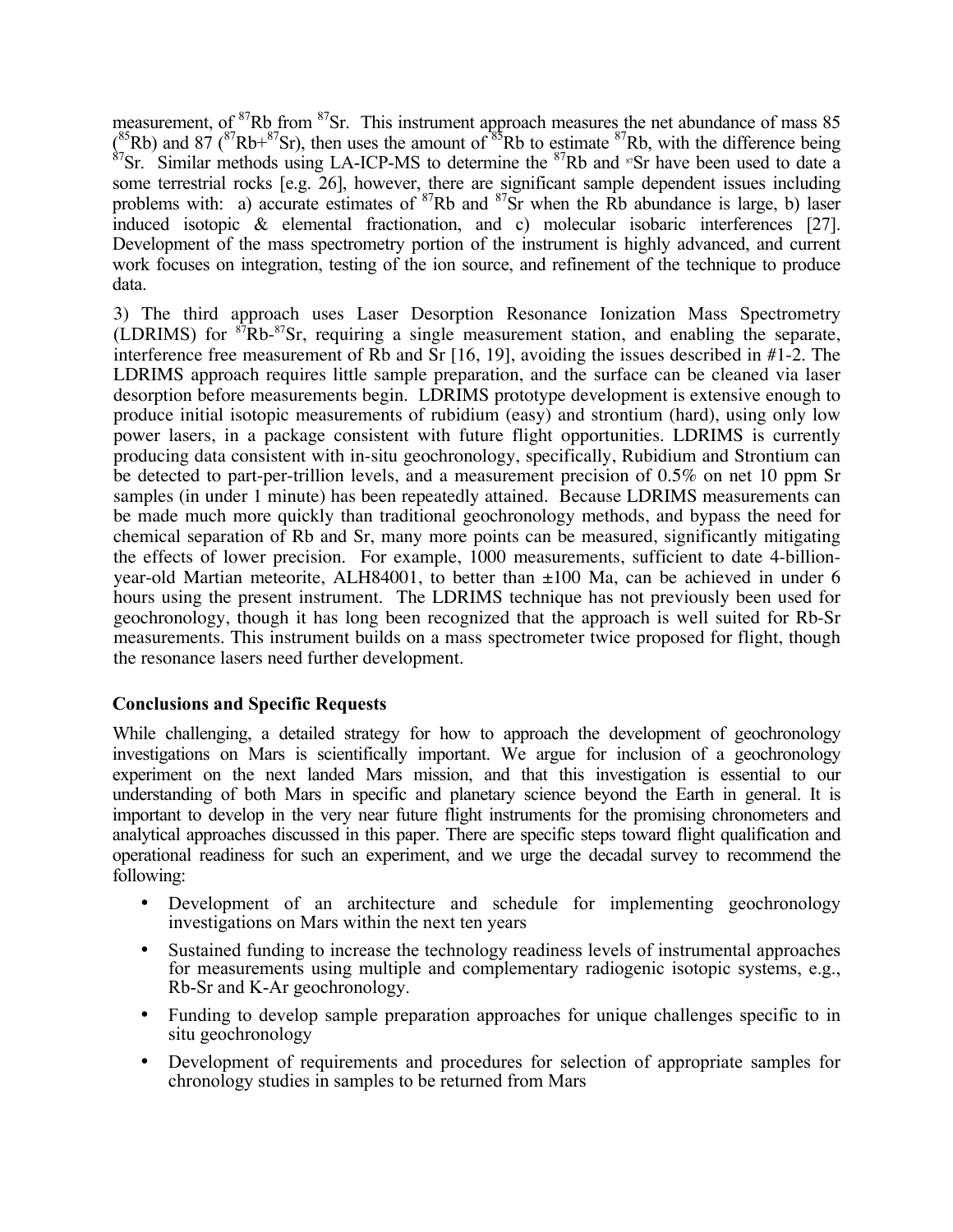measurement, of $^{87}$Rb from $^{87}$Sr. This instrument approach measures the net abundance of mass 85 ($^{85}$Rb) and 87 ($^{87}$Rb+$^{87}$Sr), then uses the amount of $^{85}$Rb to estimate $^{87}$Rb, with the difference being $^{87}$Sr. Similar methods using LA-ICP-MS to determine the $^{87}$Rb and $^{87}$Sr have been used to date a some terrestrial rocks [e.g. 26], however, there are significant sample dependent issues including problems with: a) accurate estimates of $^{87}$Rb and $^{87}$Sr when the Rb abundance is large, b) laser induced isotopic & elemental fractionation, and c) molecular isobaric interferences [27]. Development of the mass spectrometry portion of the instrument is highly advanced, and current work focuses on integration, testing of the ion source, and refinement of the technique to produce data.

3) The third approach uses Laser Desorption Resonance Ionization Mass Spectrometry (LDRIMS) for $^{87}$Rb-$^{87}$Sr, requiring a single measurement station, and enabling the separate, interference free measurement of Rb and Sr [16, 19], avoiding the issues described in #1-2. The LDRIMS approach requires little sample preparation, and the surface can be cleaned via laser desorption before measurements begin. LDRIMS prototype development is extensive enough to produce initial isotopic measurements of rubidium (easy) and strontium (hard), using only low power lasers, in a package consistent with future flight opportunities. LDRIMS is currently producing data consistent with in-situ geochronology, specifically, Rubidium and Strontium can be detected to part-per-trillion levels, and a measurement precision of 0.5% on net 10 ppm Sr samples (in under 1 minute) has been repeatedly attained. Because LDRIMS measurements can be made much more quickly than traditional geochronology methods, and bypass the need for chemical separation of Rb and Sr, many more points can be measured, significantly mitigating the effects of lower precision. For example, 1000 measurements, sufficient to date 4-billion-year-old Martian meteorite, ALH84001, to better than ±100 Ma, can be achieved in under 6 hours using the present instrument. The LDRIMS technique has not previously been used for geochronology, though it has long been recognized that the approach is well suited for Rb-Sr measurements. This instrument builds on a mass spectrometer twice proposed for flight, though the resonance lasers need further development.

**Conclusions and Specific Requests**

While challenging, a detailed strategy for how to approach the development of geochronology investigations on Mars is scientifically important. We argue for inclusion of a geochronology experiment on the next landed Mars mission, and that this investigation is essential to our understanding of both Mars in specific and planetary science beyond the Earth in general. It is important to develop in the very near future flight instruments for the promising chronometers and analytical approaches discussed in this paper. There are specific steps toward flight qualification and operational readiness for such an experiment, and we urge the decadal survey to recommend the following:

- Development of an architecture and schedule for implementing geochronology investigations on Mars within the next ten years
- Sustained funding to increase the technology readiness levels of instrumental approaches for measurements using multiple and complementary radiogenic isotopic systems, e.g., Rb-Sr and K-Ar geochronology.
- Funding to develop sample preparation approaches for unique challenges specific to in situ geochronology
- Development of requirements and procedures for selection of appropriate samples for chronology studies in samples to be returned from Mars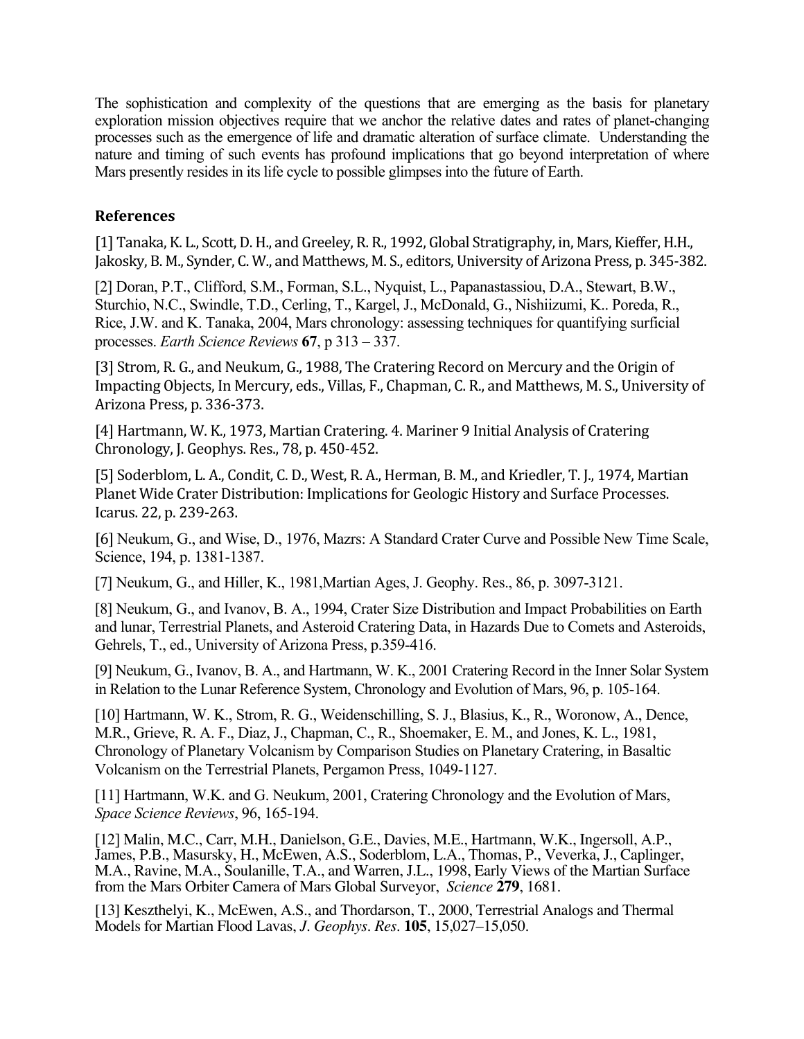The sophistication and complexity of the questions that are emerging as the basis for planetary exploration mission objectives require that we anchor the relative dates and rates of planet-changing processes such as the emergence of life and dramatic alteration of surface climate. Understanding the nature and timing of such events has profound implications that go beyond interpretation of where Mars presently resides in its life cycle to possible glimpses into the future of Earth.

## References

[1] Tanaka, K. L., Scott, D. H., and Greeley, R. R., 1992, Global Stratigraphy, in, Mars, Kieffer, H.H., Jakosky, B. M., Synder, C. W., and Matthews, M. S., editors, University of Arizona Press, p. 345-382.

[2] Doran, P.T., Clifford, S.M., Forman, S.L., Nyquist, L., Papanastassiou, D.A., Stewart, B.W., Sturchio, N.C., Swindle, T.D., Cerling, T., Kargel, J., McDonald, G., Nishiizumi, K.. Poreda, R., Rice, J.W. and K. Tanaka, 2004, Mars chronology: assessing techniques for quantifying surficial processes. *Earth Science Reviews* **67**, p 313 – 337.

[3] Strom, R. G., and Neukum, G., 1988, The Cratering Record on Mercury and the Origin of Impacting Objects, In Mercury, eds., Villas, F., Chapman, C. R., and Matthews, M. S., University of Arizona Press, p. 336-373.

[4] Hartmann, W. K., 1973, Martian Cratering. 4. Mariner 9 Initial Analysis of Cratering Chronology, J. Geophys. Res., 78, p. 450-452.

[5] Soderblom, L. A., Condit, C. D., West, R. A., Herman, B. M., and Kriedler, T. J., 1974, Martian Planet Wide Crater Distribution: Implications for Geologic History and Surface Processes. Icarus. 22, p. 239-263.

[6] Neukum, G., and Wise, D., 1976, Mazrs: A Standard Crater Curve and Possible New Time Scale, Science, 194, p. 1381-1387.

[7] Neukum, G., and Hiller, K., 1981,Martian Ages, J. Geophy. Res., 86, p. 3097-3121.

[8] Neukum, G., and Ivanov, B. A., 1994, Crater Size Distribution and Impact Probabilities on Earth and lunar, Terrestrial Planets, and Asteroid Cratering Data, in Hazards Due to Comets and Asteroids, Gehrels, T., ed., University of Arizona Press, p.359-416.

[9] Neukum, G., Ivanov, B. A., and Hartmann, W. K., 2001 Cratering Record in the Inner Solar System in Relation to the Lunar Reference System, Chronology and Evolution of Mars, 96, p. 105-164.

[10] Hartmann, W. K., Strom, R. G., Weidenschilling, S. J., Blasius, K., R., Woronow, A., Dence, M.R., Grieve, R. A. F., Diaz, J., Chapman, C., R., Shoemaker, E. M., and Jones, K. L., 1981, Chronology of Planetary Volcanism by Comparison Studies on Planetary Cratering, in Basaltic Volcanism on the Terrestrial Planets, Pergamon Press, 1049-1127.

[11] Hartmann, W.K. and G. Neukum, 2001, Cratering Chronology and the Evolution of Mars, *Space Science Reviews*, 96, 165-194.

[12] Malin, M.C., Carr, M.H., Danielson, G.E., Davies, M.E., Hartmann, W.K., Ingersoll, A.P., James, P.B., Masursky, H., McEwen, A.S., Soderblom, L.A., Thomas, P., Veverka, J., Caplinger, M.A., Ravine, M.A., Soulanille, T.A., and Warren, J.L., 1998, Early Views of the Martian Surface from the Mars Orbiter Camera of Mars Global Surveyor, *Science* **279**, 1681.

[13] Keszthelyi, K., McEwen, A.S., and Thordarson, T., 2000, Terrestrial Analogs and Thermal Models for Martian Flood Lavas, *J. Geophys. Res.* **105**, 15,027–15,050.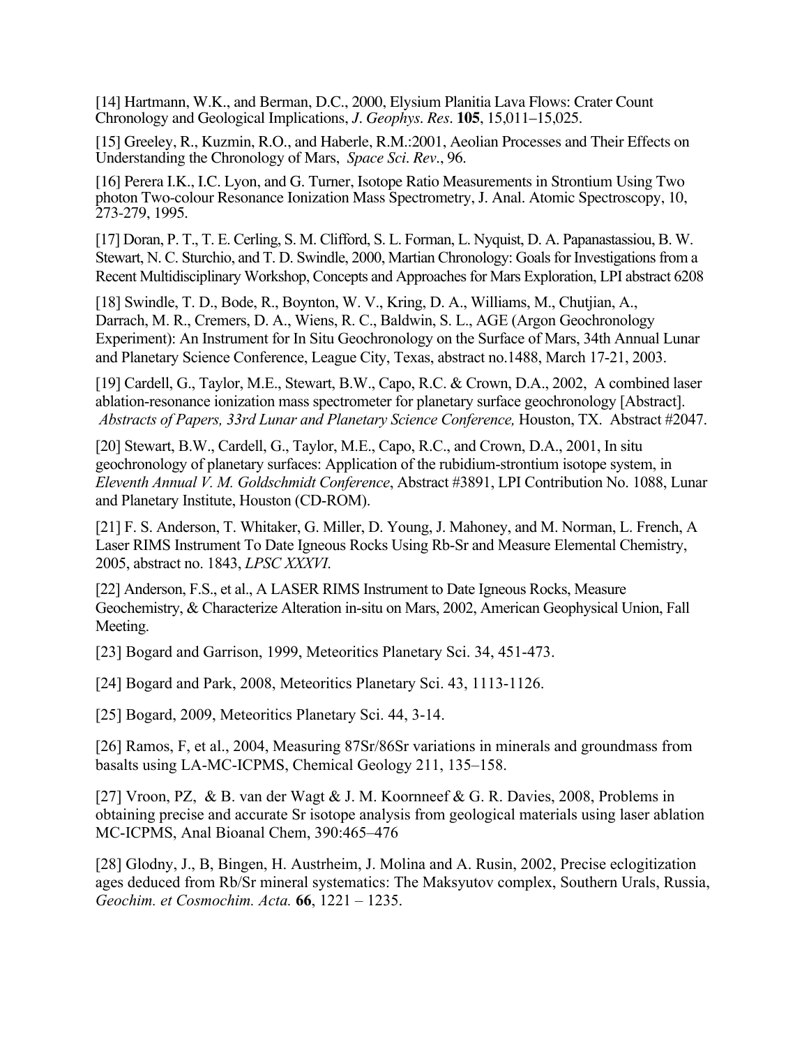[14] Hartmann, W.K., and Berman, D.C., 2000, Elysium Planitia Lava Flows: Crater Count Chronology and Geological Implications, *J. Geophys. Res*. **105**, 15,011–15,025.

[15] Greeley, R., Kuzmin, R.O., and Haberle, R.M.:2001, Aeolian Processes and Their Effects on Understanding the Chronology of Mars, *Space Sci. Rev*., 96.

[16] Perera I.K., I.C. Lyon, and G. Turner, Isotope Ratio Measurements in Strontium Using Two photon Two-colour Resonance Ionization Mass Spectrometry, J. Anal. Atomic Spectroscopy, 10, 273-279, 1995.

[17] Doran, P. T., T. E. Cerling, S. M. Clifford, S. L. Forman, L. Nyquist, D. A. Papanastassiou, B. W. Stewart, N. C. Sturchio, and T. D. Swindle, 2000, Martian Chronology: Goals for Investigations from a Recent Multidisciplinary Workshop, Concepts and Approaches for Mars Exploration, LPI abstract 6208

[18] Swindle, T. D., Bode, R., Boynton, W. V., Kring, D. A., Williams, M., Chutjian, A., Darrach, M. R., Cremers, D. A., Wiens, R. C., Baldwin, S. L., AGE (Argon Geochronology Experiment): An Instrument for In Situ Geochronology on the Surface of Mars, 34th Annual Lunar and Planetary Science Conference, League City, Texas, abstract no.1488, March 17-21, 2003.

[19] Cardell, G., Taylor, M.E., Stewart, B.W., Capo, R.C. & Crown, D.A., 2002, A combined laser ablation-resonance ionization mass spectrometer for planetary surface geochronology [Abstract]. *Abstracts of Papers, 33rd Lunar and Planetary Science Conference,* Houston, TX. Abstract #2047.

[20] Stewart, B.W., Cardell, G., Taylor, M.E., Capo, R.C., and Crown, D.A., 2001, In situ geochronology of planetary surfaces: Application of the rubidium-strontium isotope system, in *Eleventh Annual V. M. Goldschmidt Conference*, Abstract #3891, LPI Contribution No. 1088, Lunar and Planetary Institute, Houston (CD-ROM).

[21] F. S. Anderson, T. Whitaker, G. Miller, D. Young, J. Mahoney, and M. Norman, L. French, A Laser RIMS Instrument To Date Igneous Rocks Using Rb-Sr and Measure Elemental Chemistry, 2005, abstract no. 1843, *LPSC XXXVI*.

[22] Anderson, F.S., et al., A LASER RIMS Instrument to Date Igneous Rocks, Measure Geochemistry, & Characterize Alteration in-situ on Mars, 2002, American Geophysical Union, Fall Meeting.

[23] Bogard and Garrison, 1999, Meteoritics Planetary Sci. 34, 451-473.

[24] Bogard and Park, 2008, Meteoritics Planetary Sci. 43, 1113-1126.

[25] Bogard, 2009, Meteoritics Planetary Sci. 44, 3-14.

[26] Ramos, F, et al., 2004, Measuring 87Sr/86Sr variations in minerals and groundmass from basalts using LA-MC-ICPMS, Chemical Geology 211, 135–158.

[27] Vroon, PZ, & B. van der Wagt & J. M. Koornneef & G. R. Davies, 2008, Problems in obtaining precise and accurate Sr isotope analysis from geological materials using laser ablation MC-ICPMS, Anal Bioanal Chem, 390:465–476

[28] Glodny, J., B, Bingen, H. Austrheim, J. Molina and A. Rusin, 2002, Precise eclogitization ages deduced from Rb/Sr mineral systematics: The Maksyutov complex, Southern Urals, Russia, *Geochim. et Cosmochim. Acta.* **66**, 1221 – 1235.